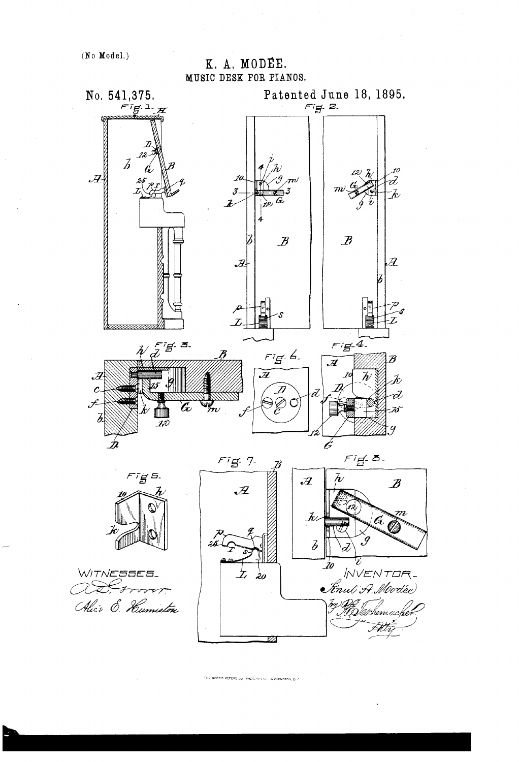(No Model.)

# K. A. MODÉE.

## MUSIC DESK FOR PIANOS.

No. 541,375. Patented June 18, 1895.

Fig. 1. Fig. 2. Fig. 3. Fig. 4. Fig. 5. Fig. 6. Fig. 7. Fig. 8.

WITNESSES_

A. D. Grover

Alice E. Humiston

INVENTOR_

Knut A. Modée

by A. E. Teschemacher

Atty.

THE NORRIS PETERS CO., PHOTO-LITHO., WASHINGTON, D. C.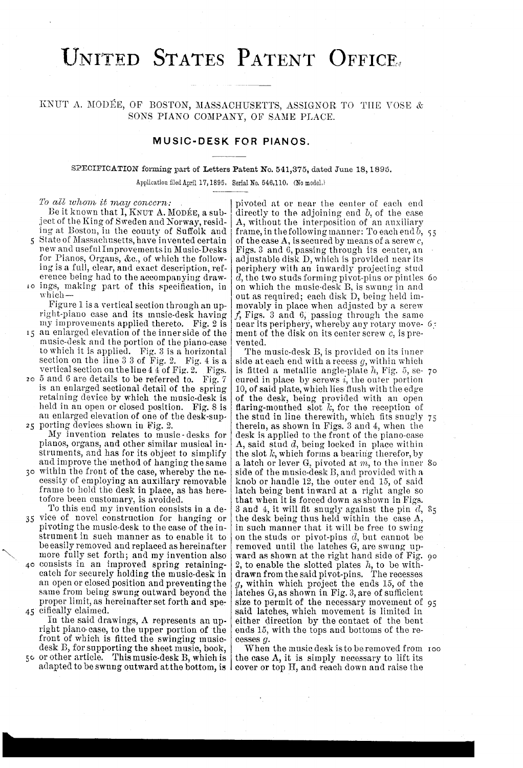# UNITED STATES PATENT OFFICE.

KNUT A. MODÉE, OF BOSTON, MASSACHUSETTS, ASSIGNOR TO THE VOSE & SONS PIANO COMPANY, OF SAME PLACE.

## MUSIC-DESK FOR PIANOS.

SPECIFICATION forming part of Letters Patent No. 541,375, dated June 18, 1895.

Application filed April 17, 1895. Serial No. 546,110. (No model.)

*To all whom it may concern:*

Be it known that I, KNUT A. MODÉE, a subject of the King of Sweden and Norway, residing at Boston, in the county of Suffolk and State of Massachusetts, have invented certain new and useful Improvements in Music-Desks for Pianos, Organs, &c., of which the following is a full, clear, and exact description, reference being had to the accompanying drawings, making part of this specification, in which—

Figure 1 is a vertical section through an upright-piano case and its music-desk having my improvements applied thereto. Fig. 2 is an enlarged elevation of the inner side of the music-desk and the portion of the piano-case to which it is applied. Fig. 3 is a horizontal section on the line 3 3 of Fig. 2. Fig. 4 is a vertical section on the line 4 4 of Fig. 2. Figs. 5 and 6 are details to be referred to. Fig. 7 is an enlarged sectional detail of the spring retaining device by which the music-desk is held in an open or closed position. Fig. 8 is an enlarged elevation of one of the desk-supporting devices shown in Fig. 2.

My invention relates to music-desks for pianos, organs, and other similar musical instruments, and has for its object to simplify and improve the method of hanging the same within the front of the case, whereby the necessity of employing an auxiliary removable frame to hold the desk in place, as has heretofore been customary, is avoided.

To this end my invention consists in a device of novel construction for hanging or pivoting the music-desk to the case of the instrument in such manner as to enable it to be easily removed and replaced as hereinafter more fully set forth; and my invention also consists in an improved spring retaining-catch for securely holding the music-desk in an open or closed position and preventing the same from being swung outward beyond the proper limit, as hereinafter set forth and specifically claimed.

In the said drawings, A represents an upright piano-case, to the upper portion of the front of which is fitted the swinging music-desk B, for supporting the sheet music, book, or other article. This music-desk B, which is adapted to be swung outward at the bottom, is pivoted at or near the center of each end directly to the adjoining end *b*, of the case A, without the interposition of an auxiliary frame, in the following manner: To each end *b*, of the case A, is secured by means of a screw *c*, Figs. 3 and 6, passing through its center, an adjustable disk D, which is provided near its periphery with an inwardly projecting stud *d*, the two studs forming pivot-pins or pintles on which the music-desk B, is swung in and out as required; each disk D, being held immovably in place when adjusted by a screw *f*, Figs. 3 and 6, passing through the same near its periphery, whereby any rotary movement of the disk on its center screw *c*, is prevented.

The music-desk B, is provided on its inner side at each end with a recess *g*, within which is fitted a metallic angle-plate *h*, Fig. 5, secured in place by screws *i*, the outer portion 10, of said plate, which lies flush with the edge of the desk, being provided with an open flaring-mouthed slot *k*, for the reception of the stud in line therewith, which fits snugly therein, as shown in Figs. 3 and 4, when the desk is applied to the front of the piano-case A, said stud *d*, being locked in place within the slot *k*, which forms a bearing therefor, by a latch or lever G, pivoted at *m*, to the inner side of the music-desk B, and provided with a knob or handle 12, the outer end 15, of said latch being bent inward at a right angle so that when it is forced down as shown in Figs. 3 and 4, it will fit snugly against the pin *d*, the desk being thus held within the case A, in such manner that it will be free to swing on the studs or pivot-pins *d*, but cannot be removed until the latches G, are swung upward as shown at the right hand side of Fig. 2, to enable the slotted plates *h*, to be withdrawn from the said pivot-pins. The recesses *g*, within which project the ends 15, of the latches G, as shown in Fig. 3, are of sufficient size to permit of the necessary movement of said latches, which movement is limited in either direction by the contact of the bent ends 15, with the tops and bottoms of the recesses *g*.

When the music desk is to be removed from the case A, it is simply necessary to lift its cover or top H, and reach down and raise the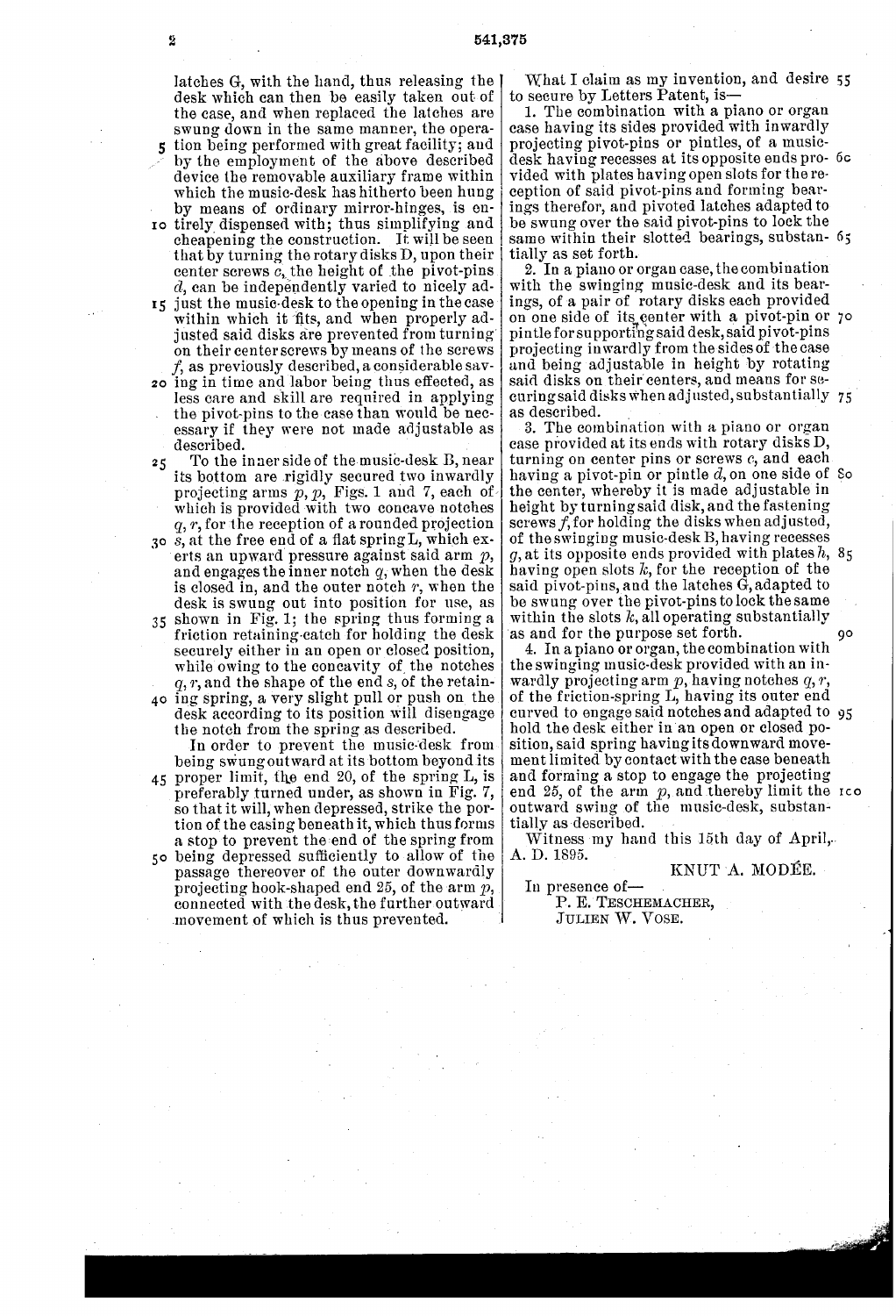latches G, with the hand, thus releasing the desk which can then be easily taken out of the case, and when replaced the latches are swung down in the same manner, the operation being performed with great facility; and by the employment of the above described device the removable auxiliary frame within which the music-desk has hitherto been hung by means of ordinary mirror-hinges, is entirely dispensed with; thus simplifying and cheapening the construction. It will be seen that by turning the rotary disks D, upon their center screws *c*, the height of the pivot-pins *d*, can be independently varied to nicely adjust the music-desk to the opening in the case within which it fits, and when properly adjusted said disks are prevented from turning on their center screws by means of the screws *f*, as previously described, a considerable saving in time and labor being thus effected, as less care and skill are required in applying the pivot-pins to the case than would be necessary if they were not made adjustable as described.

To the inner side of the music-desk B, near its bottom are rigidly secured two inwardly projecting arms *p*, *p*, Figs. 1 and 7, each of which is provided with two concave notches *q*, *r*, for the reception of a rounded projection *s*, at the free end of a flat spring L, which exerts an upward pressure against said arm *p*, and engages the inner notch *q*, when the desk is closed in, and the outer notch *r*, when the desk is swung out into position for use, as shown in Fig. 1; the spring thus forming a friction retaining-catch for holding the desk securely either in an open or closed position, while owing to the concavity of the notches *q*, *r*, and the shape of the end *s*, of the retaining spring, a very slight pull or push on the desk according to its position will disengage the notch from the spring as described.

In order to prevent the music-desk from being swung outward at its bottom beyond its proper limit, the end 20, of the spring L, is preferably turned under, as shown in Fig. 7, so that it will, when depressed, strike the portion of the casing beneath it, which thus forms a stop to prevent the end of the spring from being depressed sufficiently to allow of the passage thereover of the outer downwardly projecting hook-shaped end 25, of the arm *p*, connected with the desk, the further outward movement of which is thus prevented.

What I claim as my invention, and desire to secure by Letters Patent, is—

1. The combination with a piano or organ case having its sides provided with inwardly projecting pivot-pins or pintles, of a music-desk having recesses at its opposite ends provided with plates having open slots for the reception of said pivot-pins and forming bearings therefor, and pivoted latches adapted to be swung over the said pivot-pins to lock the same within their slotted bearings, substantially as set forth.

2. In a piano or organ case, the combination with the swinging music-desk and its bearings, of a pair of rotary disks each provided on one side of its center with a pivot-pin or pintle for supporting said desk, said pivot-pins projecting inwardly from the sides of the case and being adjustable in height by rotating said disks on their centers, and means for securing said disks when adjusted, substantially as described.

3. The combination with a piano or organ case provided at its ends with rotary disks D, turning on center pins or screws *c*, and each having a pivot-pin or pintle *d*, on one side of the center, whereby it is made adjustable in height by turning said disk, and the fastening screws *f*, for holding the disks when adjusted, of the swinging music-desk B, having recesses *g*, at its opposite ends provided with plates *h*, having open slots *k*, for the reception of the said pivot-pins, and the latches G, adapted to be swung over the pivot-pins to lock the same within the slots *k*, all operating substantially as and for the purpose set forth.

4. In a piano or organ, the combination with the swinging music-desk provided with an inwardly projecting arm *p*, having notches *q*, *r*, of the friction-spring L, having its outer end curved to engage said notches and adapted to hold the desk either in an open or closed position, said spring having its downward movement limited by contact with the case beneath and forming a stop to engage the projecting end 25, of the arm *p*, and thereby limit the outward swing of the music-desk, substantially as described.

Witness my hand this 15th day of April, A. D. 1895.

KNUT A. MODÉE.

In presence of—
P. E. TESCHEMACHER,
JULIEN W. VOSE.